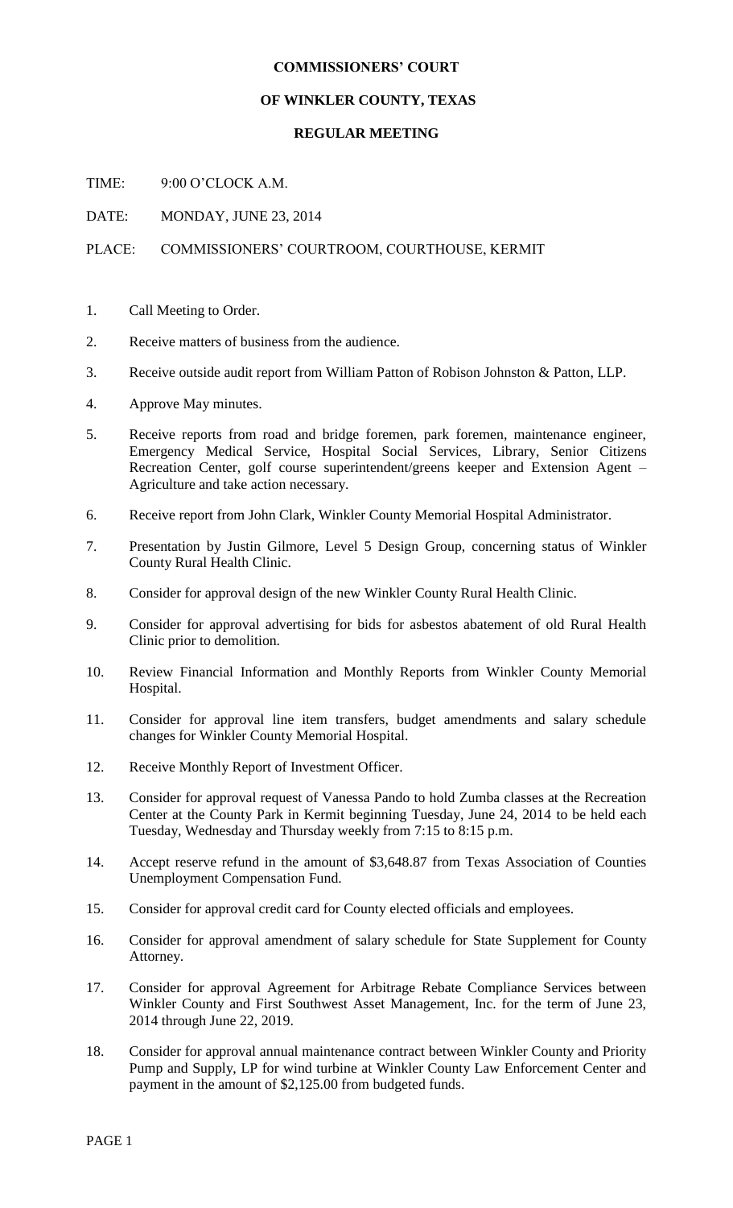**COMMISSIONERS' COURT**

**OF WINKLER COUNTY, TEXAS**

**REGULAR MEETING**

TIME: 9:00 O'CLOCK A.M.

DATE: MONDAY, JUNE 23, 2014

PLACE: COMMISSIONERS' COURTROOM, COURTHOUSE, KERMIT

1. Call Meeting to Order.
2. Receive matters of business from the audience.
3. Receive outside audit report from William Patton of Robison Johnston & Patton, LLP.
4. Approve May minutes.
5. Receive reports from road and bridge foremen, park foremen, maintenance engineer, Emergency Medical Service, Hospital Social Services, Library, Senior Citizens Recreation Center, golf course superintendent/greens keeper and Extension Agent – Agriculture and take action necessary.
6. Receive report from John Clark, Winkler County Memorial Hospital Administrator.
7. Presentation by Justin Gilmore, Level 5 Design Group, concerning status of Winkler County Rural Health Clinic.
8. Consider for approval design of the new Winkler County Rural Health Clinic.
9. Consider for approval advertising for bids for asbestos abatement of old Rural Health Clinic prior to demolition.
10. Review Financial Information and Monthly Reports from Winkler County Memorial Hospital.
11. Consider for approval line item transfers, budget amendments and salary schedule changes for Winkler County Memorial Hospital.
12. Receive Monthly Report of Investment Officer.
13. Consider for approval request of Vanessa Pando to hold Zumba classes at the Recreation Center at the County Park in Kermit beginning Tuesday, June 24, 2014 to be held each Tuesday, Wednesday and Thursday weekly from 7:15 to 8:15 p.m.
14. Accept reserve refund in the amount of $3,648.87 from Texas Association of Counties Unemployment Compensation Fund.
15. Consider for approval credit card for County elected officials and employees.
16. Consider for approval amendment of salary schedule for State Supplement for County Attorney.
17. Consider for approval Agreement for Arbitrage Rebate Compliance Services between Winkler County and First Southwest Asset Management, Inc. for the term of June 23, 2014 through June 22, 2019.
18. Consider for approval annual maintenance contract between Winkler County and Priority Pump and Supply, LP for wind turbine at Winkler County Law Enforcement Center and payment in the amount of $2,125.00 from budgeted funds.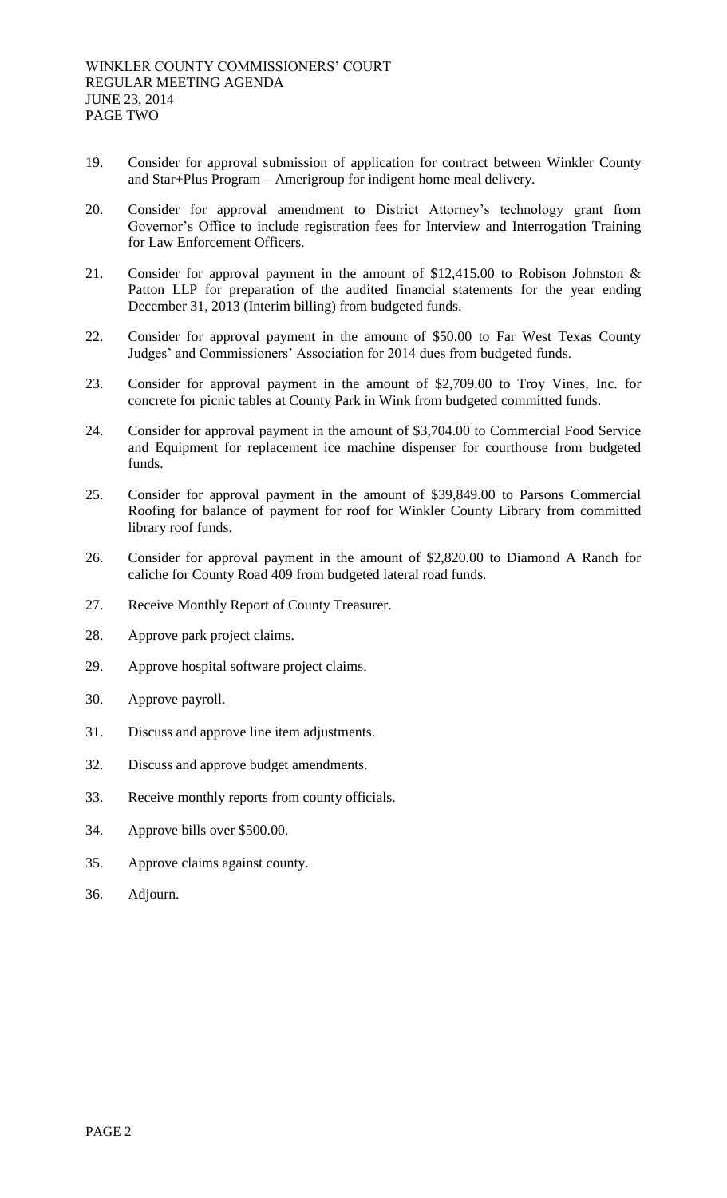19. Consider for approval submission of application for contract between Winkler County and Star+Plus Program – Amerigroup for indigent home meal delivery.

20. Consider for approval amendment to District Attorney's technology grant from Governor's Office to include registration fees for Interview and Interrogation Training for Law Enforcement Officers.

21. Consider for approval payment in the amount of $12,415.00 to Robison Johnston & Patton LLP for preparation of the audited financial statements for the year ending December 31, 2013 (Interim billing) from budgeted funds.

22. Consider for approval payment in the amount of $50.00 to Far West Texas County Judges' and Commissioners' Association for 2014 dues from budgeted funds.

23. Consider for approval payment in the amount of $2,709.00 to Troy Vines, Inc. for concrete for picnic tables at County Park in Wink from budgeted committed funds.

24. Consider for approval payment in the amount of $3,704.00 to Commercial Food Service and Equipment for replacement ice machine dispenser for courthouse from budgeted funds.

25. Consider for approval payment in the amount of $39,849.00 to Parsons Commercial Roofing for balance of payment for roof for Winkler County Library from committed library roof funds.

26. Consider for approval payment in the amount of $2,820.00 to Diamond A Ranch for caliche for County Road 409 from budgeted lateral road funds.

27. Receive Monthly Report of County Treasurer.

28. Approve park project claims.

29. Approve hospital software project claims.

30. Approve payroll.

31. Discuss and approve line item adjustments.

32. Discuss and approve budget amendments.

33. Receive monthly reports from county officials.

34. Approve bills over $500.00.

35. Approve claims against county.

36. Adjourn.